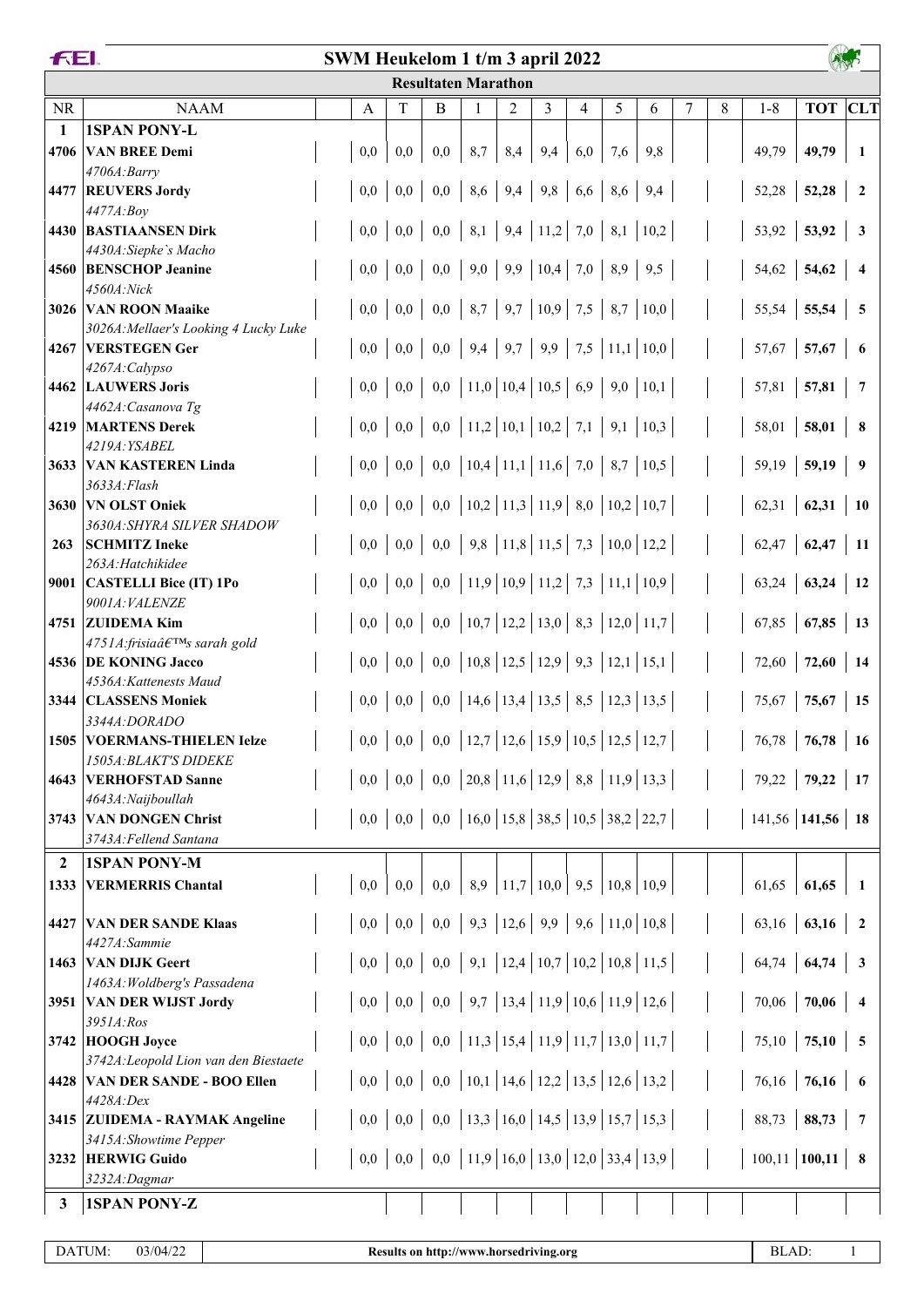# SWM Heukelom 1 t/m 3 april 2022

## Resultaten Marathon

| NR | NAAM | A | T | B | 1 | 2 | 3 | 4 | 5 | 6 | 7 | 8 | 1-8 | TOT | CLT |
|---|---|---|---|---|---|---|---|---|---|---|---|---|---|---|---|
| **1** | **1SPAN PONY-L** | | | | | | | | | | | | | | |
| **4706** | **VAN BREE Demi** *4706A:Barry* | 0,0 | 0,0 | 0,0 | 8,7 | 8,4 | 9,4 | 6,0 | 7,6 | 9,8 | | | 49,79 | **49,79** | **1** |
| **4477** | **REUVERS Jordy** *4477A:Boy* | 0,0 | 0,0 | 0,0 | 8,6 | 9,4 | 9,8 | 6,6 | 8,6 | 9,4 | | | 52,28 | **52,28** | **2** |
| **4430** | **BASTIAANSEN Dirk** *4430A:Siepke`s Macho* | 0,0 | 0,0 | 0,0 | 8,1 | 9,4 | 11,2 | 7,0 | 8,1 | 10,2 | | | 53,92 | **53,92** | **3** |
| **4560** | **BENSCHOP Jeanine** *4560A:Nick* | 0,0 | 0,0 | 0,0 | 9,0 | 9,9 | 10,4 | 7,0 | 8,9 | 9,5 | | | 54,62 | **54,62** | **4** |
| **3026** | **VAN ROON Maaike** *3026A:Mellaer's Looking 4 Lucky Luke* | 0,0 | 0,0 | 0,0 | 8,7 | 9,7 | 10,9 | 7,5 | 8,7 | 10,0 | | | 55,54 | **55,54** | **5** |
| **4267** | **VERSTEGEN Ger** *4267A:Calypso* | 0,0 | 0,0 | 0,0 | 9,4 | 9,7 | 9,9 | 7,5 | 11,1 | 10,0 | | | 57,67 | **57,67** | **6** |
| **4462** | **LAUWERS Joris** *4462A:Casanova Tg* | 0,0 | 0,0 | 0,0 | 11,0 | 10,4 | 10,5 | 6,9 | 9,0 | 10,1 | | | 57,81 | **57,81** | **7** |
| **4219** | **MARTENS Derek** *4219A:YSABEL* | 0,0 | 0,0 | 0,0 | 11,2 | 10,1 | 10,2 | 7,1 | 9,1 | 10,3 | | | 58,01 | **58,01** | **8** |
| **3633** | **VAN KASTEREN Linda** *3633A:Flash* | 0,0 | 0,0 | 0,0 | 10,4 | 11,1 | 11,6 | 7,0 | 8,7 | 10,5 | | | 59,19 | **59,19** | **9** |
| **3630** | **VN OLST Oniek** *3630A:SHYRA SILVER SHADOW* | 0,0 | 0,0 | 0,0 | 10,2 | 11,3 | 11,9 | 8,0 | 10,2 | 10,7 | | | 62,31 | **62,31** | **10** |
| **263** | **SCHMITZ Ineke** *263A:Hatchikidee* | 0,0 | 0,0 | 0,0 | 9,8 | 11,8 | 11,5 | 7,3 | 10,0 | 12,2 | | | 62,47 | **62,47** | **11** |
| **9001** | **CASTELLI Bice (IT) 1Po** *9001A:VALENZE* | 0,0 | 0,0 | 0,0 | 11,9 | 10,9 | 11,2 | 7,3 | 11,1 | 10,9 | | | 63,24 | **63,24** | **12** |
| **4751** | **ZUIDEMA Kim** *4751A:frisiaâ€™s sarah gold* | 0,0 | 0,0 | 0,0 | 10,7 | 12,2 | 13,0 | 8,3 | 12,0 | 11,7 | | | 67,85 | **67,85** | **13** |
| **4536** | **DE KONING Jacco** *4536A:Kattenests Maud* | 0,0 | 0,0 | 0,0 | 10,8 | 12,5 | 12,9 | 9,3 | 12,1 | 15,1 | | | 72,60 | **72,60** | **14** |
| **3344** | **CLASSENS Moniek** *3344A:DORADO* | 0,0 | 0,0 | 0,0 | 14,6 | 13,4 | 13,5 | 8,5 | 12,3 | 13,5 | | | 75,67 | **75,67** | **15** |
| **1505** | **VOERMANS-THIELEN Ielze** *1505A:BLAKT'S DIDEKE* | 0,0 | 0,0 | 0,0 | 12,7 | 12,6 | 15,9 | 10,5 | 12,5 | 12,7 | | | 76,78 | **76,78** | **16** |
| **4643** | **VERHOFSTAD Sanne** *4643A:Naijboullah* | 0,0 | 0,0 | 0,0 | 20,8 | 11,6 | 12,9 | 8,8 | 11,9 | 13,3 | | | 79,22 | **79,22** | **17** |
| **3743** | **VAN DONGEN Christ** *3743A:Fellend Santana* | 0,0 | 0,0 | 0,0 | 16,0 | 15,8 | 38,5 | 10,5 | 38,2 | 22,7 | | | 141,56 | **141,56** | **18** |
| **2** | **1SPAN PONY-M** | | | | | | | | | | | | | | |
| **1333** | **VERMERRIS Chantal** | 0,0 | 0,0 | 0,0 | 8,9 | 11,7 | 10,0 | 9,5 | 10,8 | 10,9 | | | 61,65 | **61,65** | **1** |
| **4427** | **VAN DER SANDE Klaas** *4427A:Sammie* | 0,0 | 0,0 | 0,0 | 9,3 | 12,6 | 9,9 | 9,6 | 11,0 | 10,8 | | | 63,16 | **63,16** | **2** |
| **1463** | **VAN DIJK Geert** *1463A:Woldberg's Passadena* | 0,0 | 0,0 | 0,0 | 9,1 | 12,4 | 10,7 | 10,2 | 10,8 | 11,5 | | | 64,74 | **64,74** | **3** |
| **3951** | **VAN DER WIJST Jordy** *3951A:Ros* | 0,0 | 0,0 | 0,0 | 9,7 | 13,4 | 11,9 | 10,6 | 11,9 | 12,6 | | | 70,06 | **70,06** | **4** |
| **3742** | **HOOGH Joyce** *3742A:Leopold Lion van den Biestaete* | 0,0 | 0,0 | 0,0 | 11,3 | 15,4 | 11,9 | 11,7 | 13,0 | 11,7 | | | 75,10 | **75,10** | **5** |
| **4428** | **VAN DER SANDE - BOO Ellen** *4428A:Dex* | 0,0 | 0,0 | 0,0 | 10,1 | 14,6 | 12,2 | 13,5 | 12,6 | 13,2 | | | 76,16 | **76,16** | **6** |
| **3415** | **ZUIDEMA - RAYMAK Angeline** *3415A:Showtime Pepper* | 0,0 | 0,0 | 0,0 | 13,3 | 16,0 | 14,5 | 13,9 | 15,7 | 15,3 | | | 88,73 | **88,73** | **7** |
| **3232** | **HERWIG Guido** *3232A:Dagmar* | 0,0 | 0,0 | 0,0 | 11,9 | 16,0 | 13,0 | 12,0 | 33,4 | 13,9 | | | 100,11 | **100,11** | **8** |
| **3** | **1SPAN PONY-Z** | | | | | | | | | | | | | | |

DATUM: 03/04/22 — Results on http://www.horsedriving.org — BLAD: 1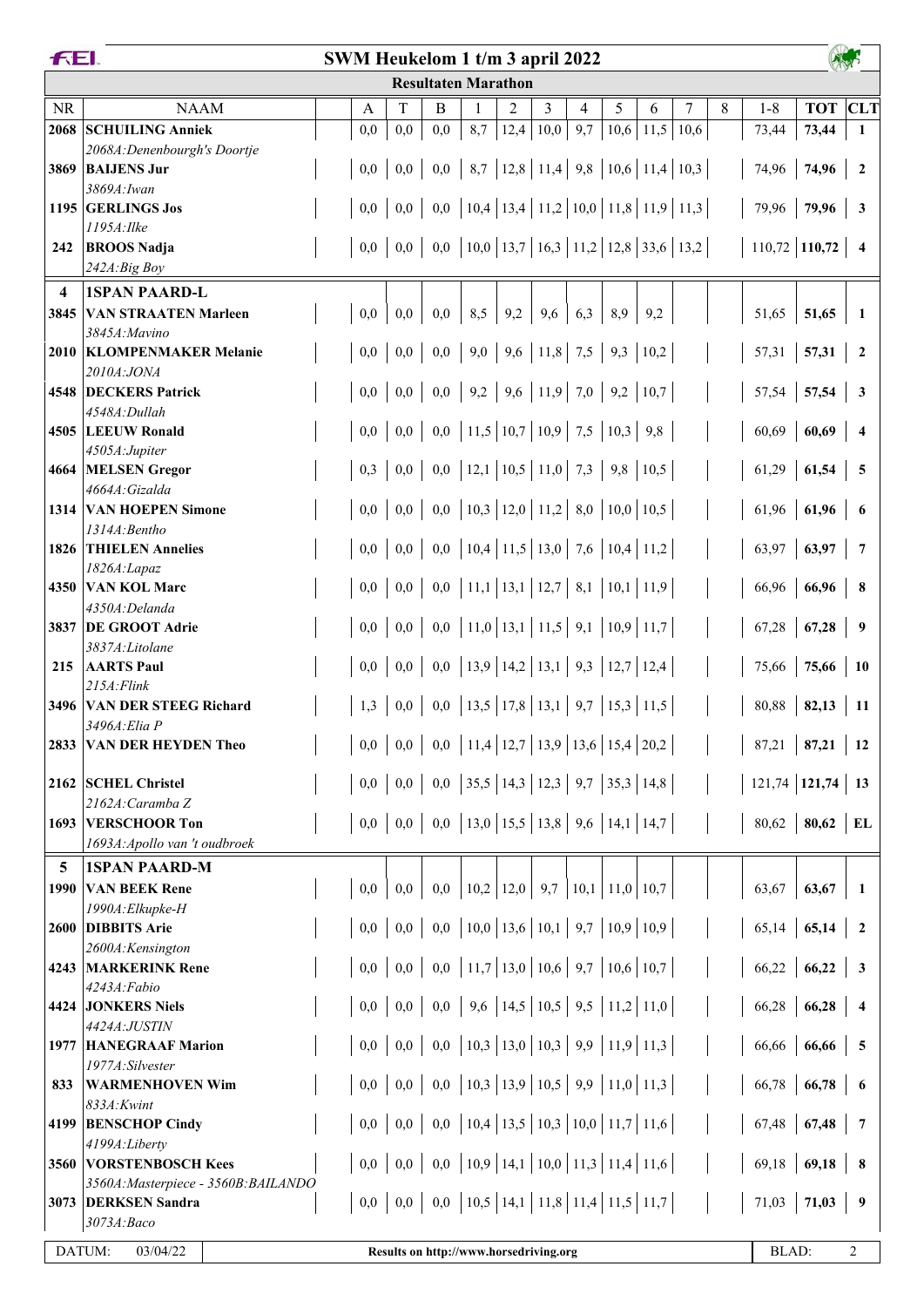# SWM Heukelom 1 t/m 3 april 2022

## Resultaten Marathon

| NR | NAAM | A | T | B | 1 | 2 | 3 | 4 | 5 | 6 | 7 | 8 | 1-8 | TOT | CLT |
|---|---|---|---|---|---|---|---|---|---|---|---|---|---|---|---|
| 2068 | **SCHUILING Anniek** *2068A:Denenbourgh's Doortje* | 0,0 | 0,0 | 0,0 | 8,7 | 12,4 | 10,0 | 9,7 | 10,6 | 11,5 | 10,6 | | 73,44 | **73,44** | **1** |
| 3869 | **BAIJENS Jur** *3869A:Iwan* | 0,0 | 0,0 | 0,0 | 8,7 | 12,8 | 11,4 | 9,8 | 10,6 | 11,4 | 10,3 | | 74,96 | **74,96** | **2** |
| 1195 | **GERLINGS Jos** *1195A:Ilke* | 0,0 | 0,0 | 0,0 | 10,4 | 13,4 | 11,2 | 10,0 | 11,8 | 11,9 | 11,3 | | 79,96 | **79,96** | **3** |
| 242 | **BROOS Nadja** *242A:Big Boy* | 0,0 | 0,0 | 0,0 | 10,0 | 13,7 | 16,3 | 11,2 | 12,8 | 33,6 | 13,2 | | 110,72 | **110,72** | **4** |
| **4** | **1SPAN PAARD-L** | | | | | | | | | | | | | | |
| 3845 | **VAN STRAATEN Marleen** *3845A:Mavino* | 0,0 | 0,0 | 0,0 | 8,5 | 9,2 | 9,6 | 6,3 | 8,9 | 9,2 | | | 51,65 | **51,65** | **1** |
| 2010 | **KLOMPENMAKER Melanie** *2010A:JONA* | 0,0 | 0,0 | 0,0 | 9,0 | 9,6 | 11,8 | 7,5 | 9,3 | 10,2 | | | 57,31 | **57,31** | **2** |
| 4548 | **DECKERS Patrick** *4548A:Dullah* | 0,0 | 0,0 | 0,0 | 9,2 | 9,6 | 11,9 | 7,0 | 9,2 | 10,7 | | | 57,54 | **57,54** | **3** |
| 4505 | **LEEUW Ronald** *4505A:Jupiter* | 0,0 | 0,0 | 0,0 | 11,5 | 10,7 | 10,9 | 7,5 | 10,3 | 9,8 | | | 60,69 | **60,69** | **4** |
| 4664 | **MELSEN Gregor** *4664A:Gizalda* | 0,3 | 0,0 | 0,0 | 12,1 | 10,5 | 11,0 | 7,3 | 9,8 | 10,5 | | | 61,29 | **61,54** | **5** |
| 1314 | **VAN HOEPEN Simone** *1314A:Bentho* | 0,0 | 0,0 | 0,0 | 10,3 | 12,0 | 11,2 | 8,0 | 10,0 | 10,5 | | | 61,96 | **61,96** | **6** |
| 1826 | **THIELEN Annelies** *1826A:Lapaz* | 0,0 | 0,0 | 0,0 | 10,4 | 11,5 | 13,0 | 7,6 | 10,4 | 11,2 | | | 63,97 | **63,97** | **7** |
| 4350 | **VAN KOL Marc** *4350A:Delanda* | 0,0 | 0,0 | 0,0 | 11,1 | 13,1 | 12,7 | 8,1 | 10,1 | 11,9 | | | 66,96 | **66,96** | **8** |
| 3837 | **DE GROOT Adrie** *3837A:Litolane* | 0,0 | 0,0 | 0,0 | 11,0 | 13,1 | 11,5 | 9,1 | 10,9 | 11,7 | | | 67,28 | **67,28** | **9** |
| 215 | **AARTS Paul** *215A:Flink* | 0,0 | 0,0 | 0,0 | 13,9 | 14,2 | 13,1 | 9,3 | 12,7 | 12,4 | | | 75,66 | **75,66** | **10** |
| 3496 | **VAN DER STEEG Richard** *3496A:Elia P* | 1,3 | 0,0 | 0,0 | 13,5 | 17,8 | 13,1 | 9,7 | 15,3 | 11,5 | | | 80,88 | **82,13** | **11** |
| 2833 | **VAN DER HEYDEN Theo** | 0,0 | 0,0 | 0,0 | 11,4 | 12,7 | 13,9 | 13,6 | 15,4 | 20,2 | | | 87,21 | **87,21** | **12** |
| 2162 | **SCHEL Christel** *2162A:Caramba Z* | 0,0 | 0,0 | 0,0 | 35,5 | 14,3 | 12,3 | 9,7 | 35,3 | 14,8 | | | 121,74 | **121,74** | **13** |
| 1693 | **VERSCHOOR Ton** *1693A:Apollo van 't oudbroek* | 0,0 | 0,0 | 0,0 | 13,0 | 15,5 | 13,8 | 9,6 | 14,1 | 14,7 | | | 80,62 | **80,62** | **EL** |
| **5** | **1SPAN PAARD-M** | | | | | | | | | | | | | | |
| 1990 | **VAN BEEK Rene** *1990A:Elkupke-H* | 0,0 | 0,0 | 0,0 | 10,2 | 12,0 | 9,7 | 10,1 | 11,0 | 10,7 | | | 63,67 | **63,67** | **1** |
| 2600 | **DIBBITS Arie** *2600A:Kensington* | 0,0 | 0,0 | 0,0 | 10,0 | 13,6 | 10,1 | 9,7 | 10,9 | 10,9 | | | 65,14 | **65,14** | **2** |
| 4243 | **MARKERINK Rene** *4243A:Fabio* | 0,0 | 0,0 | 0,0 | 11,7 | 13,0 | 10,6 | 9,7 | 10,6 | 10,7 | | | 66,22 | **66,22** | **3** |
| 4424 | **JONKERS Niels** *4424A:JUSTIN* | 0,0 | 0,0 | 0,0 | 9,6 | 14,5 | 10,5 | 9,5 | 11,2 | 11,0 | | | 66,28 | **66,28** | **4** |
| 1977 | **HANEGRAAF Marion** *1977A:Silvester* | 0,0 | 0,0 | 0,0 | 10,3 | 13,0 | 10,3 | 9,9 | 11,9 | 11,3 | | | 66,66 | **66,66** | **5** |
| 833 | **WARMENHOVEN Wim** *833A:Kwint* | 0,0 | 0,0 | 0,0 | 10,3 | 13,9 | 10,5 | 9,9 | 11,0 | 11,3 | | | 66,78 | **66,78** | **6** |
| 4199 | **BENSCHOP Cindy** *4199A:Liberty* | 0,0 | 0,0 | 0,0 | 10,4 | 13,5 | 10,3 | 10,0 | 11,7 | 11,6 | | | 67,48 | **67,48** | **7** |
| 3560 | **VORSTENBOSCH Kees** *3560A:Masterpiece - 3560B:BAILANDO* | 0,0 | 0,0 | 0,0 | 10,9 | 14,1 | 10,0 | 11,3 | 11,4 | 11,6 | | | 69,18 | **69,18** | **8** |
| 3073 | **DERKSEN Sandra** *3073A:Baco* | 0,0 | 0,0 | 0,0 | 10,5 | 14,1 | 11,8 | 11,4 | 11,5 | 11,7 | | | 71,03 | **71,03** | **9** |

DATUM: 03/04/22 — Results on http://www.horsedriving.org — BLAD: 2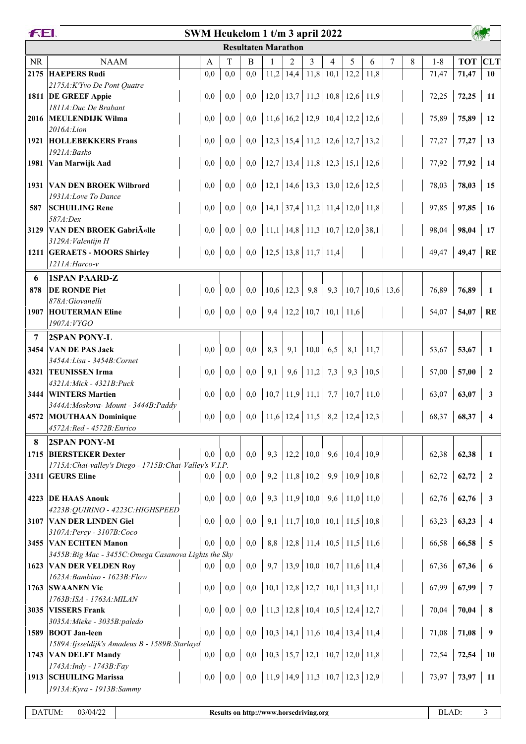# SWM Heukelom 1 t/m 3 april 2022

## Resultaten Marathon

| NR | NAAM | A | T | B | 1 | 2 | 3 | 4 | 5 | 6 | 7 | 8 | 1-8 | TOT | CLT |
|---|---|---|---|---|---|---|---|---|---|---|---|---|---|---|---|
| 2175 | **HAEPERS Rudi** *2175A:K'Yvo De Pont Quatre* | 0,0 | 0,0 | 0,0 | 11,2 | 14,4 | 11,8 | 10,1 | 12,2 | 11,8 | | | 71,47 | **71,47** | **10** |
| 1811 | **DE GREEF Appie** *1811A:Duc De Brabant* | 0,0 | 0,0 | 0,0 | 12,0 | 13,7 | 11,3 | 10,8 | 12,6 | 11,9 | | | 72,25 | **72,25** | **11** |
| 2016 | **MEULENDIJK Wilma** *2016A:Lion* | 0,0 | 0,0 | 0,0 | 11,6 | 16,2 | 12,9 | 10,4 | 12,2 | 12,6 | | | 75,89 | **75,89** | **12** |
| 1921 | **HOLLEBEKKERS Frans** *1921A:Basko* | 0,0 | 0,0 | 0,0 | 12,3 | 15,4 | 11,2 | 12,6 | 12,7 | 13,2 | | | 77,27 | **77,27** | **13** |
| 1981 | **Van Marwijk Aad** | 0,0 | 0,0 | 0,0 | 12,7 | 13,4 | 11,8 | 12,3 | 15,1 | 12,6 | | | 77,92 | **77,92** | **14** |
| 1931 | **VAN DEN BROEK Wilbrord** *1931A:Love To Dance* | 0,0 | 0,0 | 0,0 | 12,1 | 14,6 | 13,3 | 13,0 | 12,6 | 12,5 | | | 78,03 | **78,03** | **15** |
| 587 | **SCHUILING Rene** *587A:Dex* | 0,0 | 0,0 | 0,0 | 14,1 | 37,4 | 11,2 | 11,4 | 12,0 | 11,8 | | | 97,85 | **97,85** | **16** |
| 3129 | **VAN DEN BROEK GabriÃ«lle** *3129A:Valentijn H* | 0,0 | 0,0 | 0,0 | 11,1 | 14,8 | 11,3 | 10,7 | 12,0 | 38,1 | | | 98,04 | **98,04** | **17** |
| 1211 | **GERAETS - MOORS Shirley** *1211A:Harco-v* | 0,0 | 0,0 | 0,0 | 12,5 | 13,8 | 11,7 | 11,4 | | | | | 49,47 | **49,47** | **RE** |
| **6** | **1SPAN PAARD-Z** | | | | | | | | | | | | | | |
| 878 | **DE RONDE Piet** *878A:Giovanelli* | 0,0 | 0,0 | 0,0 | 10,6 | 12,3 | 9,8 | 9,3 | 10,7 | 10,6 | 13,6 | | 76,89 | **76,89** | **1** |
| 1907 | **HOUTERMAN Eline** *1907A:VYGO* | 0,0 | 0,0 | 0,0 | 9,4 | 12,2 | 10,7 | 10,1 | 11,6 | | | | 54,07 | **54,07** | **RE** |
| **7** | **2SPAN PONY-L** | | | | | | | | | | | | | | |
| 3454 | **VAN DE PAS Jack** *3454A:Lisa - 3454B:Cornet* | 0,0 | 0,0 | 0,0 | 8,3 | 9,1 | 10,0 | 6,5 | 8,1 | 11,7 | | | 53,67 | **53,67** | **1** |
| 4321 | **TEUNISSEN Irma** *4321A:Mick - 4321B:Puck* | 0,0 | 0,0 | 0,0 | 9,1 | 9,6 | 11,2 | 7,3 | 9,3 | 10,5 | | | 57,00 | **57,00** | **2** |
| 3444 | **WINTERS Martien** *3444A:Moskova- Mount - 3444B:Paddy* | 0,0 | 0,0 | 0,0 | 10,7 | 11,9 | 11,1 | 7,7 | 10,7 | 11,0 | | | 63,07 | **63,07** | **3** |
| 4572 | **MOUTHAAN Dominique** *4572A:Red - 4572B:Enrico* | 0,0 | 0,0 | 0,0 | 11,6 | 12,4 | 11,5 | 8,2 | 12,4 | 12,3 | | | 68,37 | **68,37** | **4** |
| **8** | **2SPAN PONY-M** | | | | | | | | | | | | | | |
| 1715 | **BIERSTEKER Dexter** *1715A:Chai-valley's Diego - 1715B:Chai-Valley's V.I.P.* | 0,0 | 0,0 | 0,0 | 9,3 | 12,2 | 10,0 | 9,6 | 10,4 | 10,9 | | | 62,38 | **62,38** | **1** |
| 3311 | **GEURS Eline** | 0,0 | 0,0 | 0,0 | 9,2 | 11,8 | 10,2 | 9,9 | 10,9 | 10,8 | | | 62,72 | **62,72** | **2** |
| 4223 | **DE HAAS Anouk** *4223B:QUIRINO - 4223C:HIGHSPEED* | 0,0 | 0,0 | 0,0 | 9,3 | 11,9 | 10,0 | 9,6 | 11,0 | 11,0 | | | 62,76 | **62,76** | **3** |
| 3107 | **VAN DER LINDEN Giel** *3107A:Percy - 3107B:Coco* | 0,0 | 0,0 | 0,0 | 9,1 | 11,7 | 10,0 | 10,1 | 11,5 | 10,8 | | | 63,23 | **63,23** | **4** |
| 3455 | **VAN ECHTEN Manon** *3455B:Big Mac - 3455C:Omega Casanova Lights the Sky* | 0,0 | 0,0 | 0,0 | 8,8 | 12,8 | 11,4 | 10,5 | 11,5 | 11,6 | | | 66,58 | **66,58** | **5** |
| 1623 | **VAN DER VELDEN Roy** *1623A:Bambino - 1623B:Flow* | 0,0 | 0,0 | 0,0 | 9,7 | 13,9 | 10,0 | 10,7 | 11,6 | 11,4 | | | 67,36 | **67,36** | **6** |
| 1763 | **SWAANEN Vic** *1763B:ISA - 1763A:MILAN* | 0,0 | 0,0 | 0,0 | 10,1 | 12,8 | 12,7 | 10,1 | 11,3 | 11,1 | | | 67,99 | **67,99** | **7** |
| 3035 | **VISSERS Frank** *3035A:Mieke - 3035B:paledo* | 0,0 | 0,0 | 0,0 | 11,3 | 12,8 | 10,4 | 10,5 | 12,4 | 12,7 | | | 70,04 | **70,04** | **8** |
| 1589 | **BOOT Jan-leen** *1589A:Ijsseldijk's Amadeus B - 1589B:Starlayd* | 0,0 | 0,0 | 0,0 | 10,3 | 14,1 | 11,6 | 10,4 | 13,4 | 11,4 | | | 71,08 | **71,08** | **9** |
| 1743 | **VAN DELFT Mandy** *1743A:Indy - 1743B:Fay* | 0,0 | 0,0 | 0,0 | 10,3 | 15,7 | 12,1 | 10,7 | 12,0 | 11,8 | | | 72,54 | **72,54** | **10** |
| 1913 | **SCHUILING Marissa** *1913A:Kyra - 1913B:Sammy* | 0,0 | 0,0 | 0,0 | 11,9 | 14,9 | 11,3 | 10,7 | 12,3 | 12,9 | | | 73,97 | **73,97** | **11** |

DATUM: 03/04/22 — Results on http://www.horsedriving.org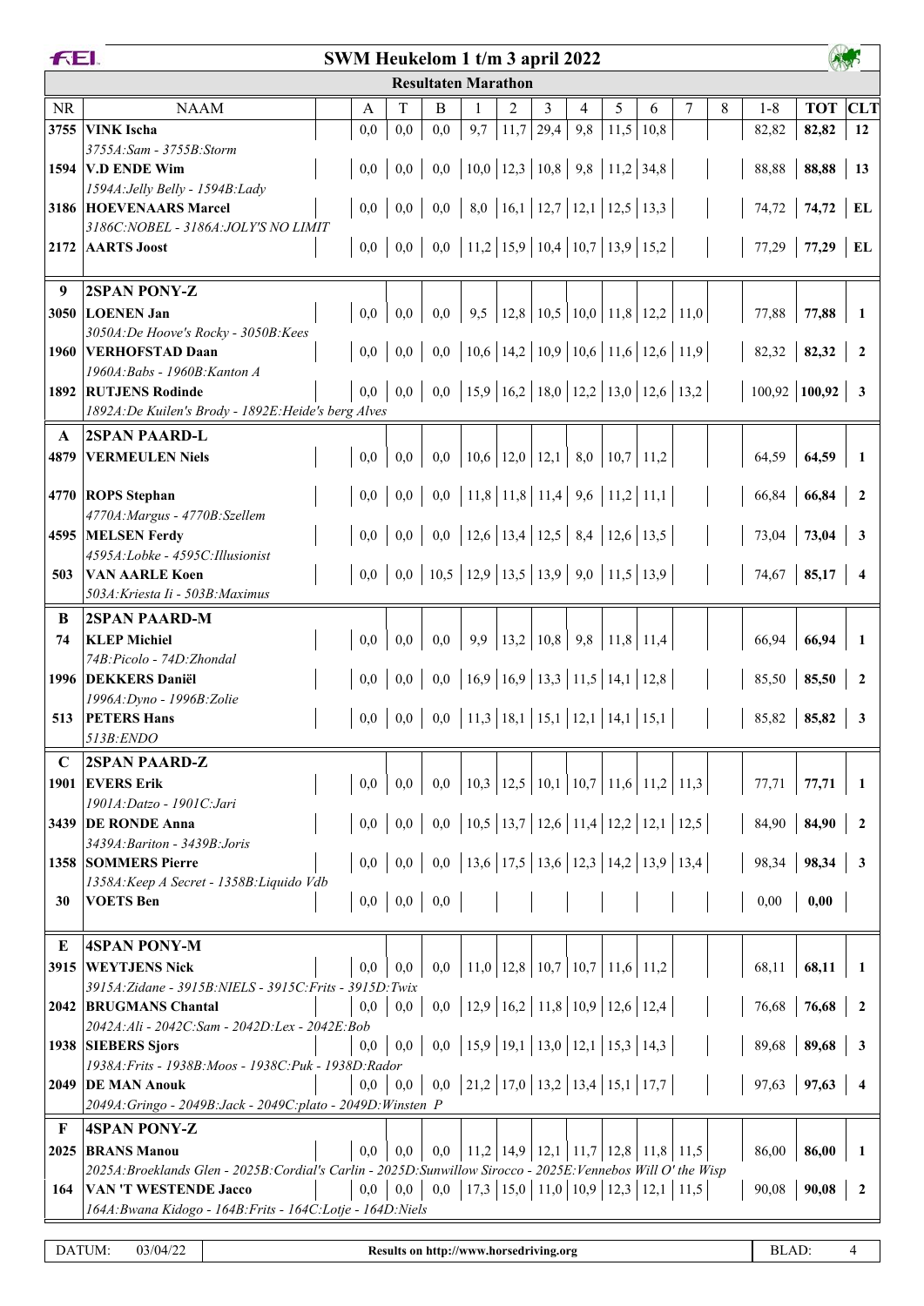# SWM Heukelom 1 t/m 3 april 2022

## Resultaten Marathon

| NR | NAAM | A | T | B | 1 | 2 | 3 | 4 | 5 | 6 | 7 | 8 | 1-8 | TOT | CLT |
|---|---|---|---|---|---|---|---|---|---|---|---|---|---|---|---|
| **3755** | **VINK Ischa** | 0,0 | 0,0 | 0,0 | 9,7 | 11,7 | 29,4 | 9,8 | 11,5 | 10,8 | | | 82,82 | **82,82** | **12** |
| | *3755A:Sam - 3755B:Storm* | | | | | | | | | | | | | | |
| **1594** | **V.D ENDE Wim** | 0,0 | 0,0 | 0,0 | 10,0 | 12,3 | 10,8 | 9,8 | 11,2 | 34,8 | | | 88,88 | **88,88** | **13** |
| | *1594A:Jelly Belly - 1594B:Lady* | | | | | | | | | | | | | | |
| **3186** | **HOEVENAARS Marcel** | 0,0 | 0,0 | 0,0 | 8,0 | 16,1 | 12,7 | 12,1 | 12,5 | 13,3 | | | 74,72 | **74,72** | **EL** |
| | *3186C:NOBEL - 3186A:JOLY'S NO LIMIT* | | | | | | | | | | | | | | |
| **2172** | **AARTS Joost** | 0,0 | 0,0 | 0,0 | 11,2 | 15,9 | 10,4 | 10,7 | 13,9 | 15,2 | | | 77,29 | **77,29** | **EL** |
| **9** | **2SPAN PONY-Z** | | | | | | | | | | | | | | |
| **3050** | **LOENEN Jan** | 0,0 | 0,0 | 0,0 | 9,5 | 12,8 | 10,5 | 10,0 | 11,8 | 12,2 | 11,0 | | 77,88 | **77,88** | **1** |
| | *3050A:De Hoove's Rocky - 3050B:Kees* | | | | | | | | | | | | | | |
| **1960** | **VERHOFSTAD Daan** | 0,0 | 0,0 | 0,0 | 10,6 | 14,2 | 10,9 | 10,6 | 11,6 | 12,6 | 11,9 | | 82,32 | **82,32** | **2** |
| | *1960A:Babs - 1960B:Kanton A* | | | | | | | | | | | | | | |
| **1892** | **RUTJENS Rodinde** | 0,0 | 0,0 | 0,0 | 15,9 | 16,2 | 18,0 | 12,2 | 13,0 | 12,6 | 13,2 | | 100,92 | **100,92** | **3** |
| | *1892A:De Kuilen's Brody - 1892E:Heide's berg Alves* | | | | | | | | | | | | | | |
| **A** | **2SPAN PAARD-L** | | | | | | | | | | | | | | |
| **4879** | **VERMEULEN Niels** | 0,0 | 0,0 | 0,0 | 10,6 | 12,0 | 12,1 | 8,0 | 10,7 | 11,2 | | | 64,59 | **64,59** | **1** |
| **4770** | **ROPS Stephan** | 0,0 | 0,0 | 0,0 | 11,8 | 11,8 | 11,4 | 9,6 | 11,2 | 11,1 | | | 66,84 | **66,84** | **2** |
| | *4770A:Margus - 4770B:Szellem* | | | | | | | | | | | | | | |
| **4595** | **MELSEN Ferdy** | 0,0 | 0,0 | 0,0 | 12,6 | 13,4 | 12,5 | 8,4 | 12,6 | 13,5 | | | 73,04 | **73,04** | **3** |
| | *4595A:Lobke - 4595C:Illusionist* | | | | | | | | | | | | | | |
| **503** | **VAN AARLE Koen** | 0,0 | 0,0 | 10,5 | 12,9 | 13,5 | 13,9 | 9,0 | 11,5 | 13,9 | | | 74,67 | **85,17** | **4** |
| | *503A:Kriesta Ii - 503B:Maximus* | | | | | | | | | | | | | | |
| **B** | **2SPAN PAARD-M** | | | | | | | | | | | | | | |
| **74** | **KLEP Michiel** | 0,0 | 0,0 | 0,0 | 9,9 | 13,2 | 10,8 | 9,8 | 11,8 | 11,4 | | | 66,94 | **66,94** | **1** |
| | *74B:Picolo - 74D:Zhondal* | | | | | | | | | | | | | | |
| **1996** | **DEKKERS Daniël** | 0,0 | 0,0 | 0,0 | 16,9 | 16,9 | 13,3 | 11,5 | 14,1 | 12,8 | | | 85,50 | **85,50** | **2** |
| | *1996A:Dyno - 1996B:Zolie* | | | | | | | | | | | | | | |
| **513** | **PETERS Hans** | 0,0 | 0,0 | 0,0 | 11,3 | 18,1 | 15,1 | 12,1 | 14,1 | 15,1 | | | 85,82 | **85,82** | **3** |
| | *513B:ENDO* | | | | | | | | | | | | | | |
| **C** | **2SPAN PAARD-Z** | | | | | | | | | | | | | | |
| **1901** | **EVERS Erik** | 0,0 | 0,0 | 0,0 | 10,3 | 12,5 | 10,1 | 10,7 | 11,6 | 11,2 | 11,3 | | 77,71 | **77,71** | **1** |
| | *1901A:Datzo - 1901C:Jari* | | | | | | | | | | | | | | |
| **3439** | **DE RONDE Anna** | 0,0 | 0,0 | 0,0 | 10,5 | 13,7 | 12,6 | 11,4 | 12,2 | 12,1 | 12,5 | | 84,90 | **84,90** | **2** |
| | *3439A:Bariton - 3439B:Joris* | | | | | | | | | | | | | | |
| **1358** | **SOMMERS Pierre** | 0,0 | 0,0 | 0,0 | 13,6 | 17,5 | 13,6 | 12,3 | 14,2 | 13,9 | 13,4 | | 98,34 | **98,34** | **3** |
| | *1358A:Keep A Secret - 1358B:Liquido Vdb* | | | | | | | | | | | | | | |
| **30** | **VOETS Ben** | 0,0 | 0,0 | 0,0 | | | | | | | | | 0,00 | **0,00** | |
| **E** | **4SPAN PONY-M** | | | | | | | | | | | | | | |
| **3915** | **WEYTJENS Nick** | 0,0 | 0,0 | 0,0 | 11,0 | 12,8 | 10,7 | 10,7 | 11,6 | 11,2 | | | 68,11 | **68,11** | **1** |
| | *3915A:Zidane - 3915B:NIELS - 3915C:Frits - 3915D:Twix* | | | | | | | | | | | | | | |
| **2042** | **BRUGMANS Chantal** | 0,0 | 0,0 | 0,0 | 12,9 | 16,2 | 11,8 | 10,9 | 12,6 | 12,4 | | | 76,68 | **76,68** | **2** |
| | *2042A:Ali - 2042C:Sam - 2042D:Lex - 2042E:Bob* | | | | | | | | | | | | | | |
| **1938** | **SIEBERS Sjors** | 0,0 | 0,0 | 0,0 | 15,9 | 19,1 | 13,0 | 12,1 | 15,3 | 14,3 | | | 89,68 | **89,68** | **3** |
| | *1938A:Frits - 1938B:Moos - 1938C:Puk - 1938D:Rador* | | | | | | | | | | | | | | |
| **2049** | **DE MAN Anouk** | 0,0 | 0,0 | 0,0 | 21,2 | 17,0 | 13,2 | 13,4 | 15,1 | 17,7 | | | 97,63 | **97,63** | **4** |
| | *2049A:Gringo - 2049B:Jack - 2049C:plato - 2049D:Winsten P* | | | | | | | | | | | | | | |
| **F** | **4SPAN PONY-Z** | | | | | | | | | | | | | | |
| **2025** | **BRANS Manou** | 0,0 | 0,0 | 0,0 | 11,2 | 14,9 | 12,1 | 11,7 | 12,8 | 11,8 | 11,5 | | 86,00 | **86,00** | **1** |
| | *2025A:Broeklands Glen - 2025B:Cordial's Carlin - 2025D:Sunwillow Sirocco - 2025E:Vennebos Will O' the Wisp* | | | | | | | | | | | | | | |
| **164** | **VAN 'T WESTENDE Jacco** | 0,0 | 0,0 | 0,0 | 17,3 | 15,0 | 11,0 | 10,9 | 12,3 | 12,1 | 11,5 | | 90,08 | **90,08** | **2** |
| | *164A:Bwana Kidogo - 164B:Frits - 164C:Lotje - 164D:Niels* | | | | | | | | | | | | | | |

DATUM: 03/04/22 — **Results on http://www.horsedriving.org**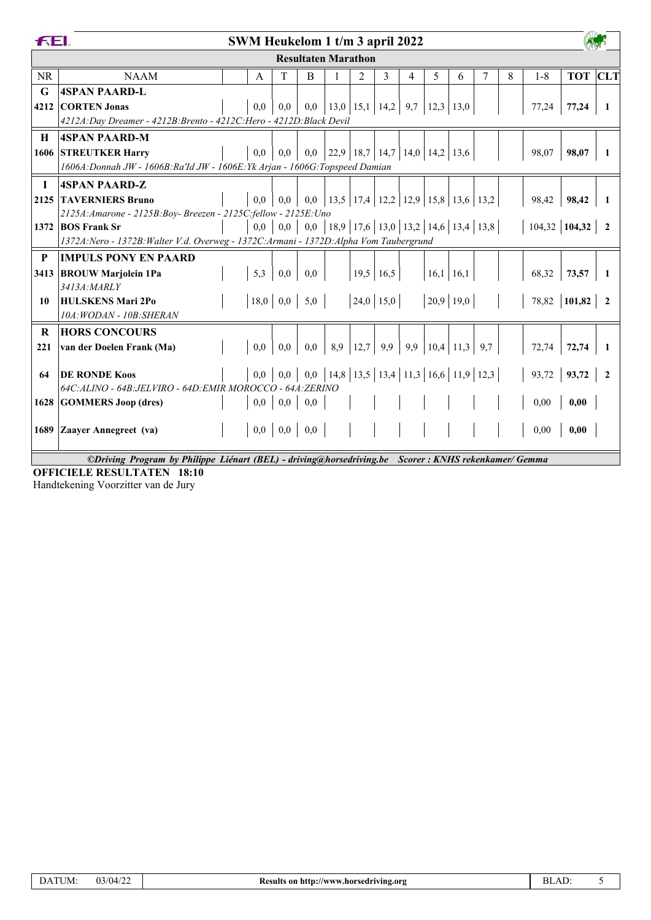# SWM Heukelom 1 t/m 3 april 2022

## Resultaten Marathon

| NR | NAAM | | A | T | B | 1 | 2 | 3 | 4 | 5 | 6 | 7 | 8 | 1-8 | TOT | CLT |
|---|---|---|---|---|---|---|---|---|---|---|---|---|---|---|---|---|
| **G** | **4SPAN PAARD-L** | | | | | | | | | | | | | | | |
| **4212** | **CORTEN Jonas** | | 0,0 | 0,0 | 0,0 | 13,0 | 15,1 | 14,2 | 9,7 | 12,3 | 13,0 | | | 77,24 | **77,24** | **1** |
| | *4212A:Day Dreamer - 4212B:Brento - 4212C:Hero - 4212D:Black Devil* | | | | | | | | | | | | | | | |
| **H** | **4SPAN PAARD-M** | | | | | | | | | | | | | | | |
| **1606** | **STREUTKER Harry** | | 0,0 | 0,0 | 0,0 | 22,9 | 18,7 | 14,7 | 14,0 | 14,2 | 13,6 | | | 98,07 | **98,07** | **1** |
| | *1606A:Donnah JW - 1606B:Ra'Id JW - 1606E:Yk Arjan - 1606G:Topspeed Damian* | | | | | | | | | | | | | | | |
| **I** | **4SPAN PAARD-Z** | | | | | | | | | | | | | | | |
| **2125** | **TAVERNIERS Bruno** | | 0,0 | 0,0 | 0,0 | 13,5 | 17,4 | 12,2 | 12,9 | 15,8 | 13,6 | 13,2 | | 98,42 | **98,42** | **1** |
| | *2125A:Amarone - 2125B:Boy- Breezen - 2125C:fellow - 2125E:Uno* | | | | | | | | | | | | | | | |
| **1372** | **BOS Frank Sr** | | 0,0 | 0,0 | 0,0 | 18,9 | 17,6 | 13,0 | 13,2 | 14,6 | 13,4 | 13,8 | | 104,32 | **104,32** | **2** |
| | *1372A:Nero - 1372B:Walter V.d. Overweg - 1372C:Armani - 1372D:Alpha Vom Taubergrund* | | | | | | | | | | | | | | | |
| **P** | **IMPULS PONY EN PAARD** | | | | | | | | | | | | | | | |
| **3413** | **BROUW Marjolein 1Pa** | | 5,3 | 0,0 | 0,0 | | 19,5 | 16,5 | | 16,1 | 16,1 | | | 68,32 | **73,57** | **1** |
| | *3413A:MARLY* | | | | | | | | | | | | | | | |
| **10** | **HULSKENS Mari 2Po** | | 18,0 | 0,0 | 5,0 | | 24,0 | 15,0 | | 20,9 | 19,0 | | | 78,82 | **101,82** | **2** |
| | *10A:WODAN - 10B:SHERAN* | | | | | | | | | | | | | | | |
| **R** | **HORS CONCOURS** | | | | | | | | | | | | | | | |
| **221** | **van der Doelen Frank (Ma)** | | 0,0 | 0,0 | 0,0 | 8,9 | 12,7 | 9,9 | 9,9 | 10,4 | 11,3 | 9,7 | | 72,74 | **72,74** | **1** |
| **64** | **DE RONDE Koos** | | 0,0 | 0,0 | 0,0 | 14,8 | 13,5 | 13,4 | 11,3 | 16,6 | 11,9 | 12,3 | | 93,72 | **93,72** | **2** |
| | *64C:ALINO - 64B:JELVIRO - 64D:EMIR MOROCCO - 64A:ZERINO* | | | | | | | | | | | | | | | |
| **1628** | **GOMMERS Joop (dres)** | | 0,0 | 0,0 | 0,0 | | | | | | | | | 0,00 | **0,00** | |
| **1689** | **Zaayer Annegreet (va)** | | 0,0 | 0,0 | 0,0 | | | | | | | | | 0,00 | **0,00** | |

***©Driving Program by Philippe Liénart (BEL) - driving@horsedriving.be Scorer : KNHS rekenkamer/ Gemma***

**OFFICIELE RESULTATEN 18:10**

Handtekening Voorzitter van de Jury

DATUM: 03/04/22 | **Results on http://www.horsedriving.org** | BLAD: 5